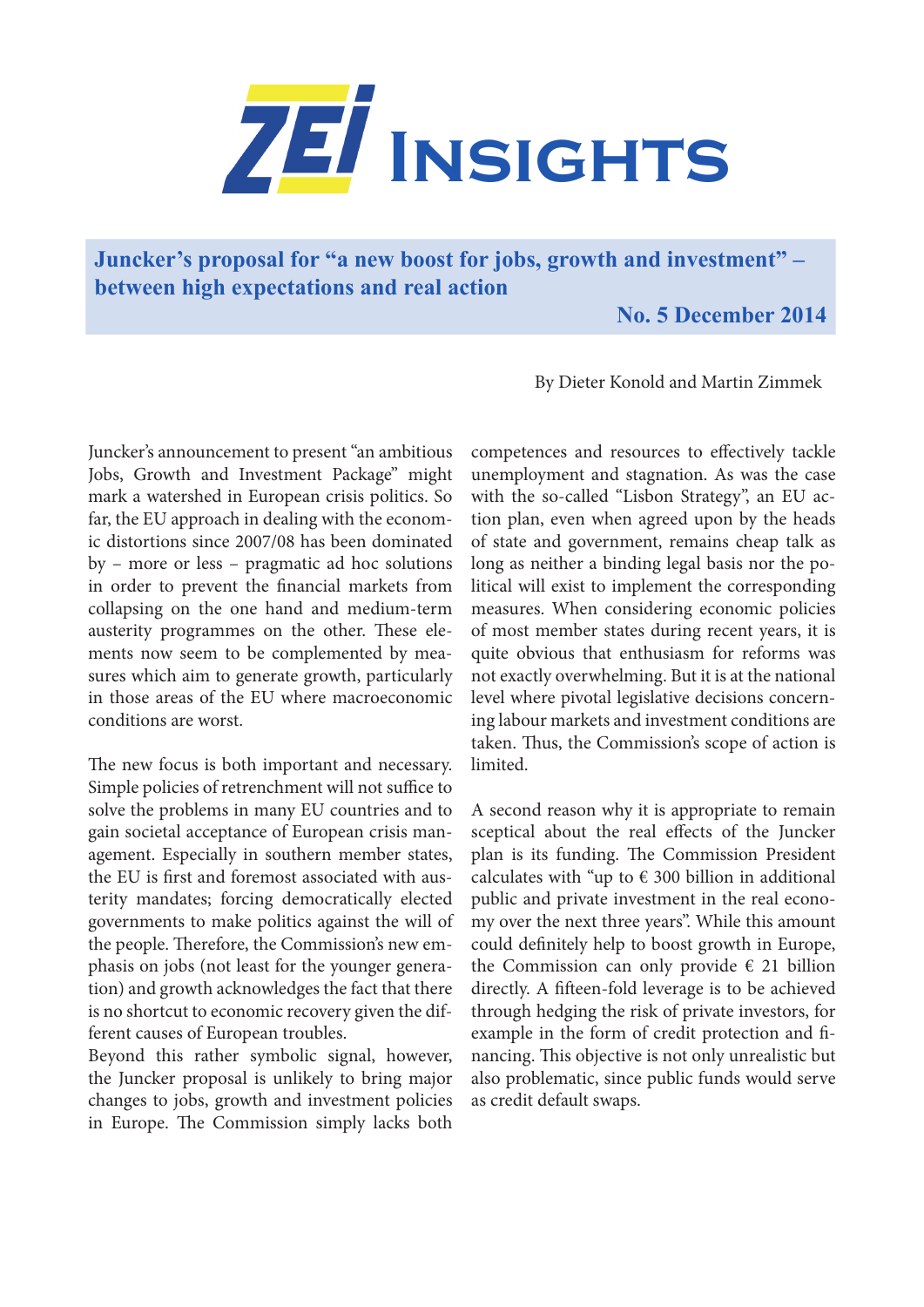# ZEI Insights

## Juncker's proposal for "a new boost for jobs, growth and investment" – between high expectations and real action

**No. 5 December 2014**

By Dieter Konold and Martin Zimmek

Juncker's announcement to present "an ambitious Jobs, Growth and Investment Package" might mark a watershed in European crisis politics. So far, the EU approach in dealing with the economic distortions since 2007/08 has been dominated by – more or less – pragmatic ad hoc solutions in order to prevent the financial markets from collapsing on the one hand and medium-term austerity programmes on the other. These elements now seem to be complemented by measures which aim to generate growth, particularly in those areas of the EU where macroeconomic conditions are worst.

The new focus is both important and necessary. Simple policies of retrenchment will not suffice to solve the problems in many EU countries and to gain societal acceptance of European crisis management. Especially in southern member states, the EU is first and foremost associated with austerity mandates; forcing democratically elected governments to make politics against the will of the people. Therefore, the Commission's new emphasis on jobs (not least for the younger generation) and growth acknowledges the fact that there is no shortcut to economic recovery given the different causes of European troubles.

Beyond this rather symbolic signal, however, the Juncker proposal is unlikely to bring major changes to jobs, growth and investment policies in Europe. The Commission simply lacks both competences and resources to effectively tackle unemployment and stagnation. As was the case with the so-called "Lisbon Strategy", an EU action plan, even when agreed upon by the heads of state and government, remains cheap talk as long as neither a binding legal basis nor the political will exist to implement the corresponding measures. When considering economic policies of most member states during recent years, it is quite obvious that enthusiasm for reforms was not exactly overwhelming. But it is at the national level where pivotal legislative decisions concerning labour markets and investment conditions are taken. Thus, the Commission's scope of action is limited.

A second reason why it is appropriate to remain sceptical about the real effects of the Juncker plan is its funding. The Commission President calculates with "up to € 300 billion in additional public and private investment in the real economy over the next three years". While this amount could definitely help to boost growth in Europe, the Commission can only provide € 21 billion directly. A fifteen-fold leverage is to be achieved through hedging the risk of private investors, for example in the form of credit protection and financing. This objective is not only unrealistic but also problematic, since public funds would serve as credit default swaps.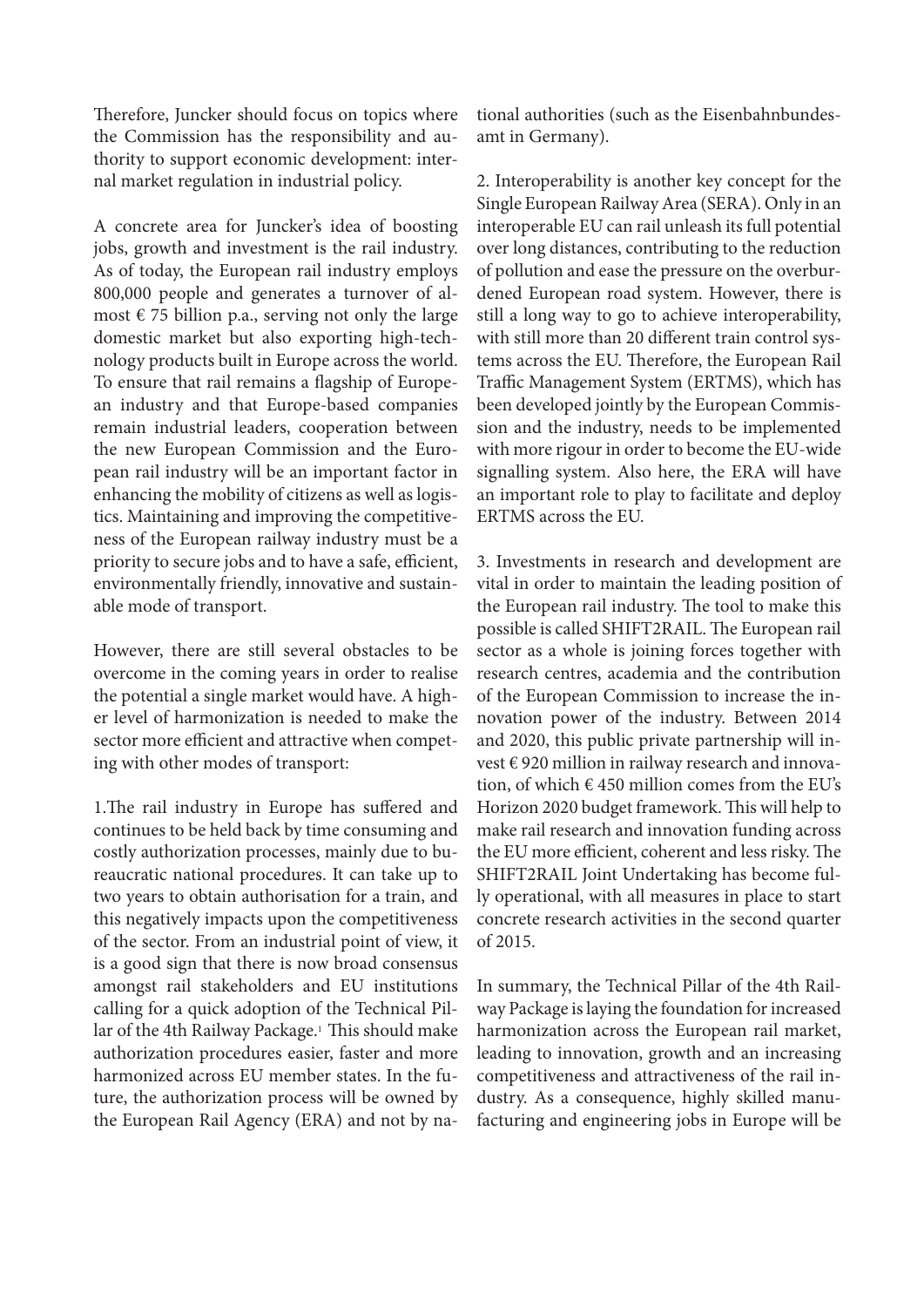Therefore, Juncker should focus on topics where the Commission has the responsibility and authority to support economic development: internal market regulation in industrial policy.

A concrete area for Juncker's idea of boosting jobs, growth and investment is the rail industry. As of today, the European rail industry employs 800,000 people and generates a turnover of almost € 75 billion p.a., serving not only the large domestic market but also exporting high-technology products built in Europe across the world. To ensure that rail remains a flagship of European industry and that Europe-based companies remain industrial leaders, cooperation between the new European Commission and the European rail industry will be an important factor in enhancing the mobility of citizens as well as logistics. Maintaining and improving the competitiveness of the European railway industry must be a priority to secure jobs and to have a safe, efficient, environmentally friendly, innovative and sustainable mode of transport.

However, there are still several obstacles to be overcome in the coming years in order to realise the potential a single market would have. A higher level of harmonization is needed to make the sector more efficient and attractive when competing with other modes of transport:

1.The rail industry in Europe has suffered and continues to be held back by time consuming and costly authorization processes, mainly due to bureaucratic national procedures. It can take up to two years to obtain authorisation for a train, and this negatively impacts upon the competitiveness of the sector. From an industrial point of view, it is a good sign that there is now broad consensus amongst rail stakeholders and EU institutions calling for a quick adoption of the Technical Pillar of the 4th Railway Package.[1] This should make authorization procedures easier, faster and more harmonized across EU member states. In the future, the authorization process will be owned by the European Rail Agency (ERA) and not by national authorities (such as the Eisenbahnbundesamt in Germany).

2. Interoperability is another key concept for the Single European Railway Area (SERA). Only in an interoperable EU can rail unleash its full potential over long distances, contributing to the reduction of pollution and ease the pressure on the overburdened European road system. However, there is still a long way to go to achieve interoperability, with still more than 20 different train control systems across the EU. Therefore, the European Rail Traffic Management System (ERTMS), which has been developed jointly by the European Commission and the industry, needs to be implemented with more rigour in order to become the EU-wide signalling system. Also here, the ERA will have an important role to play to facilitate and deploy ERTMS across the EU.

3. Investments in research and development are vital in order to maintain the leading position of the European rail industry. The tool to make this possible is called SHIFT2RAIL. The European rail sector as a whole is joining forces together with research centres, academia and the contribution of the European Commission to increase the innovation power of the industry. Between 2014 and 2020, this public private partnership will invest € 920 million in railway research and innovation, of which € 450 million comes from the EU's Horizon 2020 budget framework. This will help to make rail research and innovation funding across the EU more efficient, coherent and less risky. The SHIFT2RAIL Joint Undertaking has become fully operational, with all measures in place to start concrete research activities in the second quarter of 2015.

In summary, the Technical Pillar of the 4th Railway Package is laying the foundation for increased harmonization across the European rail market, leading to innovation, growth and an increasing competitiveness and attractiveness of the rail industry. As a consequence, highly skilled manufacturing and engineering jobs in Europe will be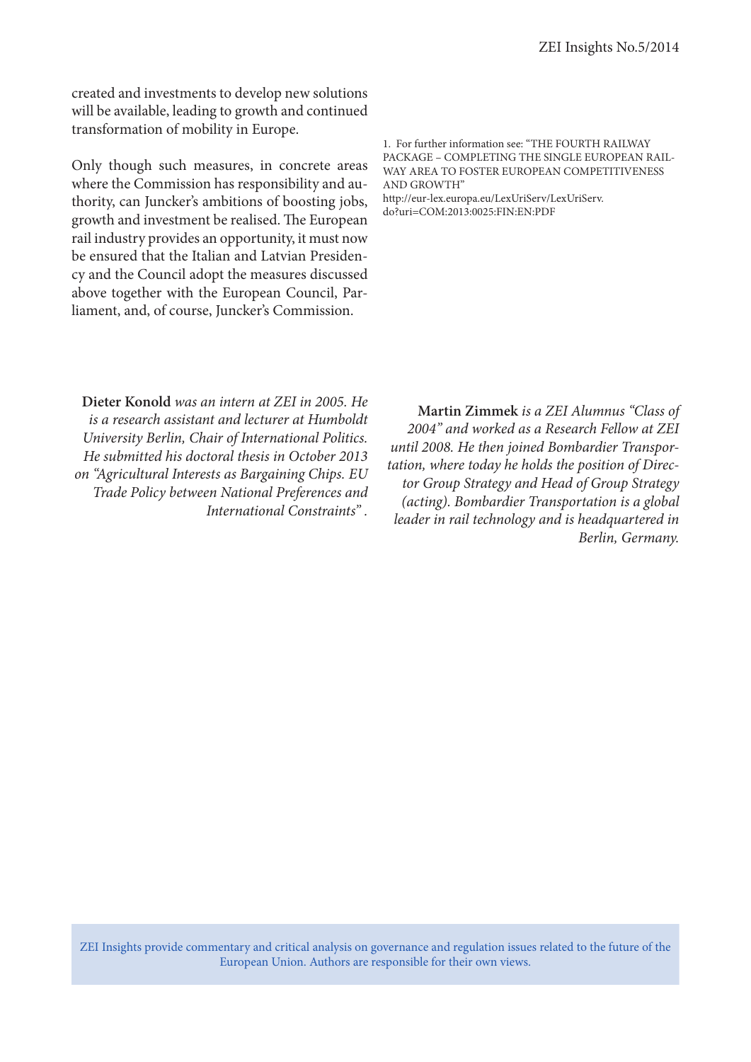created and investments to develop new solutions will be available, leading to growth and continued transformation of mobility in Europe.

Only though such measures, in concrete areas where the Commission has responsibility and authority, can Juncker's ambitions of boosting jobs, growth and investment be realised. The European rail industry provides an opportunity, it must now be ensured that the Italian and Latvian Presidency and the Council adopt the measures discussed above together with the European Council, Parliament, and, of course, Juncker's Commission.

1. For further information see: "THE FOURTH RAILWAY PACKAGE – COMPLETING THE SINGLE EUROPEAN RAILWAY AREA TO FOSTER EUROPEAN COMPETITIVENESS AND GROWTH"
http://eur-lex.europa.eu/LexUriServ/LexUriServ.do?uri=COM:2013:0025:FIN:EN:PDF

**Dieter Konold** *was an intern at ZEI in 2005. He is a research assistant and lecturer at Humboldt University Berlin, Chair of International Politics. He submitted his doctoral thesis in October 2013 on "Agricultural Interests as Bargaining Chips. EU Trade Policy between National Preferences and International Constraints".*

**Martin Zimmek** *is a ZEI Alumnus "Class of 2004" and worked as a Research Fellow at ZEI until 2008. He then joined Bombardier Transportation, where today he holds the position of Director Group Strategy and Head of Group Strategy (acting). Bombardier Transportation is a global leader in rail technology and is headquartered in Berlin, Germany.*

ZEI Insights provide commentary and critical analysis on governance and regulation issues related to the future of the European Union. Authors are responsible for their own views.